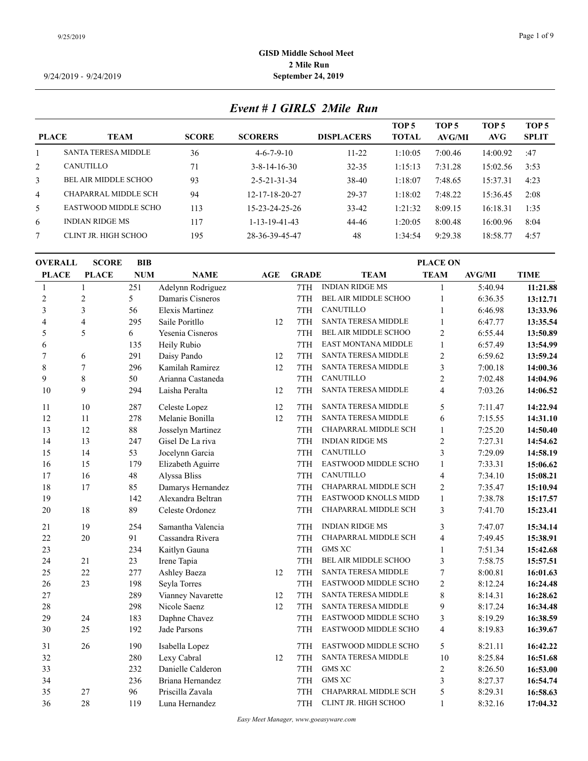9/24/2019 - 9/24/2019

**GISD Middle School Meet**
**2 Mile Run**
**September 24, 2019**

## *Event # 1 GIRLS 2Mile Run*

| PLACE | TEAM | SCORE | SCORERS | DISPLACERS | TOP 5 TOTAL | TOP 5 AVG/MI | TOP 5 AVG | TOP 5 SPLIT |
|---|---|---|---|---|---|---|---|---|
| 1 | SANTA TERESA MIDDLE | 36 | 4-6-7-9-10 | 11-22 | 1:10:05 | 7:00.46 | 14:00.92 | :47 |
| 2 | CANUTILLO | 71 | 3-8-14-16-30 | 32-35 | 1:15:13 | 7:31.28 | 15:02.56 | 3:53 |
| 3 | BEL AIR MIDDLE SCHOO | 93 | 2-5-21-31-34 | 38-40 | 1:18:07 | 7:48.65 | 15:37.31 | 4:23 |
| 4 | CHAPARRAL MIDDLE SCH | 94 | 12-17-18-20-27 | 29-37 | 1:18:02 | 7:48.22 | 15:36.45 | 2:08 |
| 5 | EASTWOOD MIDDLE SCHO | 113 | 15-23-24-25-26 | 33-42 | 1:21:32 | 8:09.15 | 16:18.31 | 1:35 |
| 6 | INDIAN RIDGE MS | 117 | 1-13-19-41-43 | 44-46 | 1:20:05 | 8:00.48 | 16:00.96 | 8:04 |
| 7 | CLINT JR. HIGH SCHOO | 195 | 28-36-39-45-47 | 48 | 1:34:54 | 9:29.38 | 18:58.77 | 4:57 |

| OVERALL PLACE | SCORE PLACE | BIB NUM | NAME | AGE | GRADE | TEAM | PLACE ON TEAM | AVG/MI | TIME |
|---|---|---|---|---|---|---|---|---|---|
| 1 | 1 | 251 | Adelynn Rodriguez | | 7TH | INDIAN RIDGE MS | 1 | 5:40.94 | **11:21.88** |
| 2 | 2 | 5 | Damaris Cisneros | | 7TH | BEL AIR MIDDLE SCHOO | 1 | 6:36.35 | **13:12.71** |
| 3 | 3 | 56 | Elexis Martinez | | 7TH | CANUTILLO | 1 | 6:46.98 | **13:33.96** |
| 4 | 4 | 295 | Saile Poritllo | 12 | 7TH | SANTA TERESA MIDDLE | 1 | 6:47.77 | **13:35.54** |
| 5 | 5 | 6 | Yesenia Cisneros | | 7TH | BEL AIR MIDDLE SCHOO | 2 | 6:55.44 | **13:50.89** |
| 6 | | 135 | Heily Rubio | | 7TH | EAST MONTANA MIDDLE | 1 | 6:57.49 | **13:54.99** |
| 7 | 6 | 291 | Daisy Pando | 12 | 7TH | SANTA TERESA MIDDLE | 2 | 6:59.62 | **13:59.24** |
| 8 | 7 | 296 | Kamilah Ramirez | 12 | 7TH | SANTA TERESA MIDDLE | 3 | 7:00.18 | **14:00.36** |
| 9 | 8 | 50 | Arianna Castaneda | | 7TH | CANUTILLO | 2 | 7:02.48 | **14:04.96** |
| 10 | 9 | 294 | Laisha Peralta | 12 | 7TH | SANTA TERESA MIDDLE | 4 | 7:03.26 | **14:06.52** |
| 11 | 10 | 287 | Celeste Lopez | 12 | 7TH | SANTA TERESA MIDDLE | 5 | 7:11.47 | **14:22.94** |
| 12 | 11 | 278 | Melanie Bonilla | 12 | 7TH | SANTA TERESA MIDDLE | 6 | 7:15.55 | **14:31.10** |
| 13 | 12 | 88 | Josselyn Martinez | | 7TH | CHAPARRAL MIDDLE SCH | 1 | 7:25.20 | **14:50.40** |
| 14 | 13 | 247 | Gisel De La riva | | 7TH | INDIAN RIDGE MS | 2 | 7:27.31 | **14:54.62** |
| 15 | 14 | 53 | Jocelynn Garcia | | 7TH | CANUTILLO | 3 | 7:29.09 | **14:58.19** |
| 16 | 15 | 179 | Elizabeth Aguirre | | 7TH | EASTWOOD MIDDLE SCHO | 1 | 7:33.31 | **15:06.62** |
| 17 | 16 | 48 | Alyssa Bliss | | 7TH | CANUTILLO | 4 | 7:34.10 | **15:08.21** |
| 18 | 17 | 85 | Damarys Hernandez | | 7TH | CHAPARRAL MIDDLE SCH | 2 | 7:35.47 | **15:10.94** |
| 19 | | 142 | Alexandra Beltran | | 7TH | EASTWOOD KNOLLS MIDD | 1 | 7:38.78 | **15:17.57** |
| 20 | 18 | 89 | Celeste Ordonez | | 7TH | CHAPARRAL MIDDLE SCH | 3 | 7:41.70 | **15:23.41** |
| 21 | 19 | 254 | Samantha Valencia | | 7TH | INDIAN RIDGE MS | 3 | 7:47.07 | **15:34.14** |
| 22 | 20 | 91 | Cassandra Rivera | | 7TH | CHAPARRAL MIDDLE SCH | 4 | 7:49.45 | **15:38.91** |
| 23 | | 234 | Kaitlyn Gauna | | 7TH | GMS XC | 1 | 7:51.34 | **15:42.68** |
| 24 | 21 | 23 | Irene Tapia | | 7TH | BEL AIR MIDDLE SCHOO | 3 | 7:58.75 | **15:57.51** |
| 25 | 22 | 277 | Ashley Baeza | 12 | 7TH | SANTA TERESA MIDDLE | 7 | 8:00.81 | **16:01.63** |
| 26 | 23 | 198 | Seyla Torres | | 7TH | EASTWOOD MIDDLE SCHO | 2 | 8:12.24 | **16:24.48** |
| 27 | | 289 | Vianney Navarette | 12 | 7TH | SANTA TERESA MIDDLE | 8 | 8:14.31 | **16:28.62** |
| 28 | | 298 | Nicole Saenz | 12 | 7TH | SANTA TERESA MIDDLE | 9 | 8:17.24 | **16:34.48** |
| 29 | 24 | 183 | Daphne Chavez | | 7TH | EASTWOOD MIDDLE SCHO | 3 | 8:19.29 | **16:38.59** |
| 30 | 25 | 192 | Jade Parsons | | 7TH | EASTWOOD MIDDLE SCHO | 4 | 8:19.83 | **16:39.67** |
| 31 | 26 | 190 | Isabella Lopez | | 7TH | EASTWOOD MIDDLE SCHO | 5 | 8:21.11 | **16:42.22** |
| 32 | | 280 | Lexy Cabral | 12 | 7TH | SANTA TERESA MIDDLE | 10 | 8:25.84 | **16:51.68** |
| 33 | | 232 | Danielle Calderon | | 7TH | GMS XC | 2 | 8:26.50 | **16:53.00** |
| 34 | | 236 | Briana Hernandez | | 7TH | GMS XC | 3 | 8:27.37 | **16:54.74** |
| 35 | 27 | 96 | Priscilla Zavala | | 7TH | CHAPARRAL MIDDLE SCH | 5 | 8:29.31 | **16:58.63** |
| 36 | 28 | 119 | Luna Hernandez | | 7TH | CLINT JR. HIGH SCHOO | 1 | 8:32.16 | **17:04.32** |

*Easy Meet Manager, www.goeasyware.com*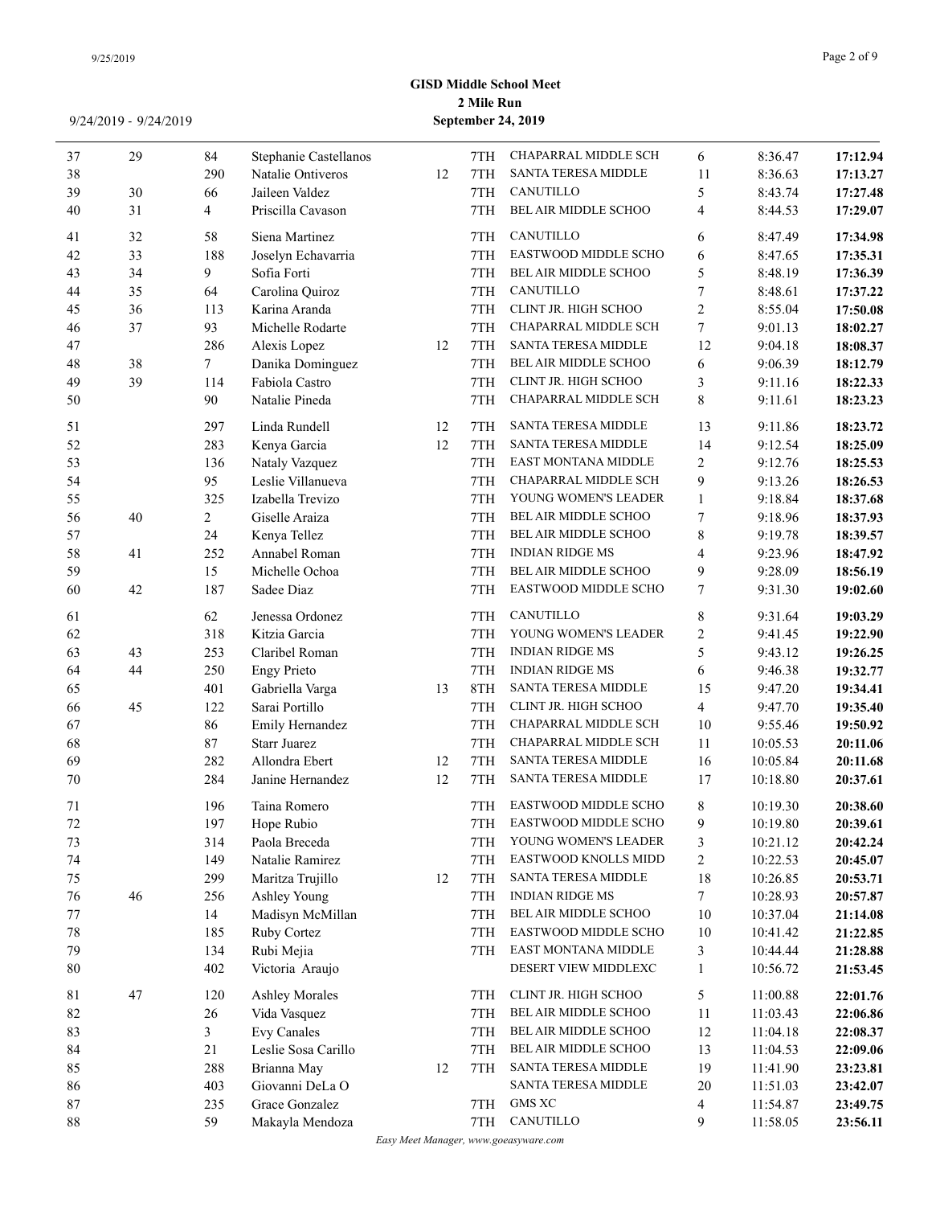## GISD Middle School Meet
### 2 Mile Run
### September 24, 2019

9/24/2019 - 9/24/2019

| | | | | | | | | | |
|---|---|---|---|---|---|---|---|---|---|
| 37 | 29 | 84 | Stephanie Castellanos | | 7TH | CHAPARRAL MIDDLE SCH | 6 | 8:36.47 | **17:12.94** |
| 38 | | 290 | Natalie Ontiveros | 12 | 7TH | SANTA TERESA MIDDLE | 11 | 8:36.63 | **17:13.27** |
| 39 | 30 | 66 | Jaileen Valdez | | 7TH | CANUTILLO | 5 | 8:43.74 | **17:27.48** |
| 40 | 31 | 4 | Priscilla Cavason | | 7TH | BEL AIR MIDDLE SCHOO | 4 | 8:44.53 | **17:29.07** |
| 41 | 32 | 58 | Siena Martinez | | 7TH | CANUTILLO | 6 | 8:47.49 | **17:34.98** |
| 42 | 33 | 188 | Joselyn Echavarria | | 7TH | EASTWOOD MIDDLE SCHO | 6 | 8:47.65 | **17:35.31** |
| 43 | 34 | 9 | Sofia Forti | | 7TH | BEL AIR MIDDLE SCHOO | 5 | 8:48.19 | **17:36.39** |
| 44 | 35 | 64 | Carolina Quiroz | | 7TH | CANUTILLO | 7 | 8:48.61 | **17:37.22** |
| 45 | 36 | 113 | Karina Aranda | | 7TH | CLINT JR. HIGH SCHOO | 2 | 8:55.04 | **17:50.08** |
| 46 | 37 | 93 | Michelle Rodarte | | 7TH | CHAPARRAL MIDDLE SCH | 7 | 9:01.13 | **18:02.27** |
| 47 | | 286 | Alexis Lopez | 12 | 7TH | SANTA TERESA MIDDLE | 12 | 9:04.18 | **18:08.37** |
| 48 | 38 | 7 | Danika Dominguez | | 7TH | BEL AIR MIDDLE SCHOO | 6 | 9:06.39 | **18:12.79** |
| 49 | 39 | 114 | Fabiola Castro | | 7TH | CLINT JR. HIGH SCHOO | 3 | 9:11.16 | **18:22.33** |
| 50 | | 90 | Natalie Pineda | | 7TH | CHAPARRAL MIDDLE SCH | 8 | 9:11.61 | **18:23.23** |
| 51 | | 297 | Linda Rundell | 12 | 7TH | SANTA TERESA MIDDLE | 13 | 9:11.86 | **18:23.72** |
| 52 | | 283 | Kenya Garcia | 12 | 7TH | SANTA TERESA MIDDLE | 14 | 9:12.54 | **18:25.09** |
| 53 | | 136 | Nataly Vazquez | | 7TH | EAST MONTANA MIDDLE | 2 | 9:12.76 | **18:25.53** |
| 54 | | 95 | Leslie Villanueva | | 7TH | CHAPARRAL MIDDLE SCH | 9 | 9:13.26 | **18:26.53** |
| 55 | | 325 | Izabella Trevizo | | 7TH | YOUNG WOMEN'S LEADER | 1 | 9:18.84 | **18:37.68** |
| 56 | 40 | 2 | Giselle Araiza | | 7TH | BEL AIR MIDDLE SCHOO | 7 | 9:18.96 | **18:37.93** |
| 57 | | 24 | Kenya Tellez | | 7TH | BEL AIR MIDDLE SCHOO | 8 | 9:19.78 | **18:39.57** |
| 58 | 41 | 252 | Annabel Roman | | 7TH | INDIAN RIDGE MS | 4 | 9:23.96 | **18:47.92** |
| 59 | | 15 | Michelle Ochoa | | 7TH | BEL AIR MIDDLE SCHOO | 9 | 9:28.09 | **18:56.19** |
| 60 | 42 | 187 | Sadee Diaz | | 7TH | EASTWOOD MIDDLE SCHO | 7 | 9:31.30 | **19:02.60** |
| 61 | | 62 | Jenessa Ordonez | | 7TH | CANUTILLO | 8 | 9:31.64 | **19:03.29** |
| 62 | | 318 | Kitzia Garcia | | 7TH | YOUNG WOMEN'S LEADER | 2 | 9:41.45 | **19:22.90** |
| 63 | 43 | 253 | Claribel Roman | | 7TH | INDIAN RIDGE MS | 5 | 9:43.12 | **19:26.25** |
| 64 | 44 | 250 | Engy Prieto | | 7TH | INDIAN RIDGE MS | 6 | 9:46.38 | **19:32.77** |
| 65 | | 401 | Gabriella Varga | 13 | 8TH | SANTA TERESA MIDDLE | 15 | 9:47.20 | **19:34.41** |
| 66 | 45 | 122 | Sarai Portillo | | 7TH | CLINT JR. HIGH SCHOO | 4 | 9:47.70 | **19:35.40** |
| 67 | | 86 | Emily Hernandez | | 7TH | CHAPARRAL MIDDLE SCH | 10 | 9:55.46 | **19:50.92** |
| 68 | | 87 | Starr Juarez | | 7TH | CHAPARRAL MIDDLE SCH | 11 | 10:05.53 | **20:11.06** |
| 69 | | 282 | Allondra Ebert | 12 | 7TH | SANTA TERESA MIDDLE | 16 | 10:05.84 | **20:11.68** |
| 70 | | 284 | Janine Hernandez | 12 | 7TH | SANTA TERESA MIDDLE | 17 | 10:18.80 | **20:37.61** |
| 71 | | 196 | Taina Romero | | 7TH | EASTWOOD MIDDLE SCHO | 8 | 10:19.30 | **20:38.60** |
| 72 | | 197 | Hope Rubio | | 7TH | EASTWOOD MIDDLE SCHO | 9 | 10:19.80 | **20:39.61** |
| 73 | | 314 | Paola Breceda | | 7TH | YOUNG WOMEN'S LEADER | 3 | 10:21.12 | **20:42.24** |
| 74 | | 149 | Natalie Ramirez | | 7TH | EASTWOOD KNOLLS MIDD | 2 | 10:22.53 | **20:45.07** |
| 75 | | 299 | Maritza Trujillo | 12 | 7TH | SANTA TERESA MIDDLE | 18 | 10:26.85 | **20:53.71** |
| 76 | 46 | 256 | Ashley Young | | 7TH | INDIAN RIDGE MS | 7 | 10:28.93 | **20:57.87** |
| 77 | | 14 | Madisyn McMillan | | 7TH | BEL AIR MIDDLE SCHOO | 10 | 10:37.04 | **21:14.08** |
| 78 | | 185 | Ruby Cortez | | 7TH | EASTWOOD MIDDLE SCHO | 10 | 10:41.42 | **21:22.85** |
| 79 | | 134 | Rubi Mejia | | 7TH | EAST MONTANA MIDDLE | 3 | 10:44.44 | **21:28.88** |
| 80 | | 402 | Victoria Araujo | | | DESERT VIEW MIDDLEXC | 1 | 10:56.72 | **21:53.45** |
| 81 | 47 | 120 | Ashley Morales | | 7TH | CLINT JR. HIGH SCHOO | 5 | 11:00.88 | **22:01.76** |
| 82 | | 26 | Vida Vasquez | | 7TH | BEL AIR MIDDLE SCHOO | 11 | 11:03.43 | **22:06.86** |
| 83 | | 3 | Evy Canales | | 7TH | BEL AIR MIDDLE SCHOO | 12 | 11:04.18 | **22:08.37** |
| 84 | | 21 | Leslie Sosa Carillo | | 7TH | BEL AIR MIDDLE SCHOO | 13 | 11:04.53 | **22:09.06** |
| 85 | | 288 | Brianna May | 12 | 7TH | SANTA TERESA MIDDLE | 19 | 11:41.90 | **23:23.81** |
| 86 | | 403 | Giovanni DeLa O | | | SANTA TERESA MIDDLE | 20 | 11:51.03 | **23:42.07** |
| 87 | | 235 | Grace Gonzalez | | 7TH | GMS XC | 4 | 11:54.87 | **23:49.75** |
| 88 | | 59 | Makayla Mendoza | | 7TH | CANUTILLO | 9 | 11:58.05 | **23:56.11** |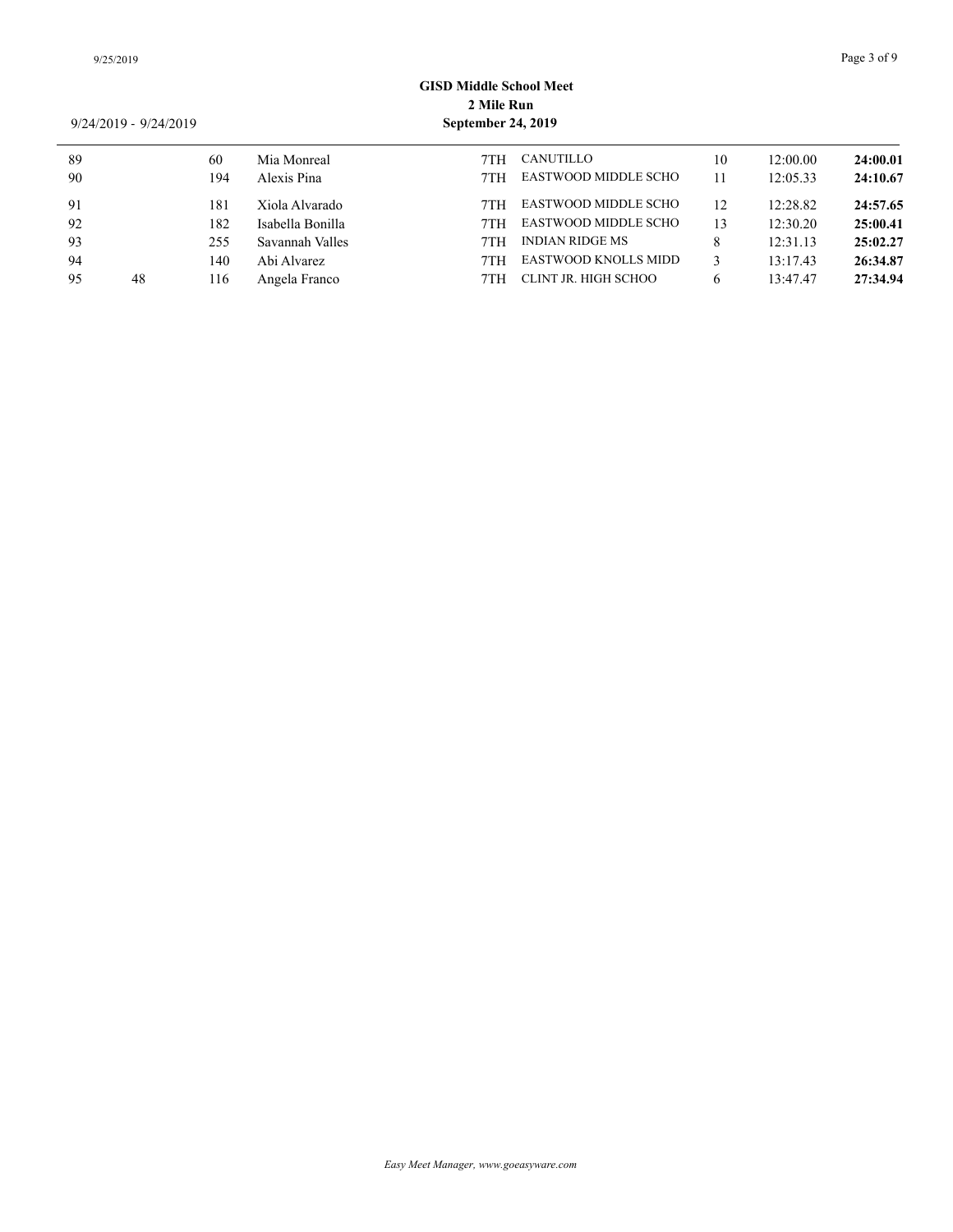## GISD Middle School Meet
## 2 Mile Run
## September 24, 2019

9/24/2019 - 9/24/2019

| | | | | | | | | |
|---|---|---|---|---|---|---|---|---|
| 89 | | 60 | Mia Monreal | 7TH | CANUTILLO | 10 | 12:00.00 | **24:00.01** |
| 90 | | 194 | Alexis Pina | 7TH | EASTWOOD MIDDLE SCHO | 11 | 12:05.33 | **24:10.67** |
| 91 | | 181 | Xiola Alvarado | 7TH | EASTWOOD MIDDLE SCHO | 12 | 12:28.82 | **24:57.65** |
| 92 | | 182 | Isabella Bonilla | 7TH | EASTWOOD MIDDLE SCHO | 13 | 12:30.20 | **25:00.41** |
| 93 | | 255 | Savannah Valles | 7TH | INDIAN RIDGE MS | 8 | 12:31.13 | **25:02.27** |
| 94 | | 140 | Abi Alvarez | 7TH | EASTWOOD KNOLLS MIDD | 3 | 13:17.43 | **26:34.87** |
| 95 | 48 | 116 | Angela Franco | 7TH | CLINT JR. HIGH SCHOO | 6 | 13:47.47 | **27:34.94** |

*Easy Meet Manager, www.goeasyware.com*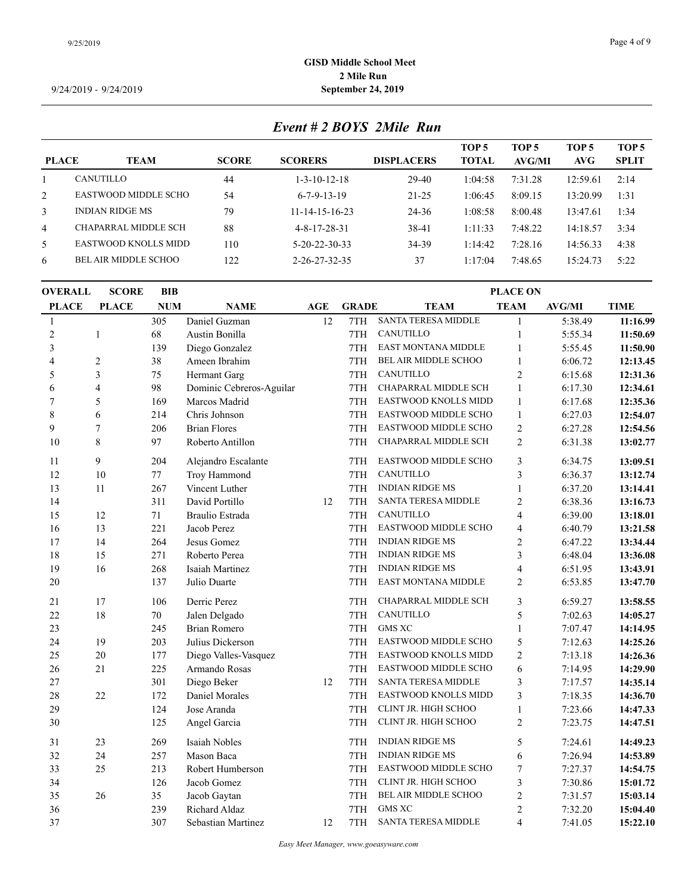**GISD Middle School Meet**
**2 Mile Run**
**September 24, 2019**

9/24/2019 - 9/24/2019

## *Event # 2 BOYS 2Mile Run*

| PLACE | TEAM | SCORE | SCORERS | DISPLACERS | TOP 5 TOTAL | TOP 5 AVG/MI | TOP 5 AVG | TOP 5 SPLIT |
|---|---|---|---|---|---|---|---|---|
| 1 | CANUTILLO | 44 | 1-3-10-12-18 | 29-40 | 1:04:58 | 7:31.28 | 12:59.61 | 2:14 |
| 2 | EASTWOOD MIDDLE SCHO | 54 | 6-7-9-13-19 | 21-25 | 1:06:45 | 8:09.15 | 13:20.99 | 1:31 |
| 3 | INDIAN RIDGE MS | 79 | 11-14-15-16-23 | 24-36 | 1:08:58 | 8:00.48 | 13:47.61 | 1:34 |
| 4 | CHAPARRAL MIDDLE SCH | 88 | 4-8-17-28-31 | 38-41 | 1:11:33 | 7:48.22 | 14:18.57 | 3:34 |
| 5 | EASTWOOD KNOLLS MIDD | 110 | 5-20-22-30-33 | 34-39 | 1:14:42 | 7:28.16 | 14:56.33 | 4:38 |
| 6 | BEL AIR MIDDLE SCHOO | 122 | 2-26-27-32-35 | 37 | 1:17:04 | 7:48.65 | 15:24.73 | 5:22 |

| OVERALL PLACE | SCORE PLACE | BIB NUM | NAME | AGE | GRADE | TEAM | PLACE ON TEAM | AVG/MI | TIME |
|---|---|---|---|---|---|---|---|---|---|
| 1 | | 305 | Daniel Guzman | 12 | 7TH | SANTA TERESA MIDDLE | 1 | 5:38.49 | **11:16.99** |
| 2 | 1 | 68 | Austin Bonilla | | 7TH | CANUTILLO | 1 | 5:55.34 | **11:50.69** |
| 3 | | 139 | Diego Gonzalez | | 7TH | EAST MONTANA MIDDLE | 1 | 5:55.45 | **11:50.90** |
| 4 | 2 | 38 | Ameen Ibrahim | | 7TH | BEL AIR MIDDLE SCHOO | 1 | 6:06.72 | **12:13.45** |
| 5 | 3 | 75 | Hermant Garg | | 7TH | CANUTILLO | 2 | 6:15.68 | **12:31.36** |
| 6 | 4 | 98 | Dominic Cebreros-Aguilar | | 7TH | CHAPARRAL MIDDLE SCH | 1 | 6:17.30 | **12:34.61** |
| 7 | 5 | 169 | Marcos Madrid | | 7TH | EASTWOOD KNOLLS MIDD | 1 | 6:17.68 | **12:35.36** |
| 8 | 6 | 214 | Chris Johnson | | 7TH | EASTWOOD MIDDLE SCHO | 1 | 6:27.03 | **12:54.07** |
| 9 | 7 | 206 | Brian Flores | | 7TH | EASTWOOD MIDDLE SCHO | 2 | 6:27.28 | **12:54.56** |
| 10 | 8 | 97 | Roberto Antillon | | 7TH | CHAPARRAL MIDDLE SCH | 2 | 6:31.38 | **13:02.77** |
| 11 | 9 | 204 | Alejandro Escalante | | 7TH | EASTWOOD MIDDLE SCHO | 3 | 6:34.75 | **13:09.51** |
| 12 | 10 | 77 | Troy Hammond | | 7TH | CANUTILLO | 3 | 6:36.37 | **13:12.74** |
| 13 | 11 | 267 | Vincent Luther | | 7TH | INDIAN RIDGE MS | 1 | 6:37.20 | **13:14.41** |
| 14 | | 311 | David Portillo | 12 | 7TH | SANTA TERESA MIDDLE | 2 | 6:38.36 | **13:16.73** |
| 15 | 12 | 71 | Braulio Estrada | | 7TH | CANUTILLO | 4 | 6:39.00 | **13:18.01** |
| 16 | 13 | 221 | Jacob Perez | | 7TH | EASTWOOD MIDDLE SCHO | 4 | 6:40.79 | **13:21.58** |
| 17 | 14 | 264 | Jesus Gomez | | 7TH | INDIAN RIDGE MS | 2 | 6:47.22 | **13:34.44** |
| 18 | 15 | 271 | Roberto Perea | | 7TH | INDIAN RIDGE MS | 3 | 6:48.04 | **13:36.08** |
| 19 | 16 | 268 | Isaiah Martinez | | 7TH | INDIAN RIDGE MS | 4 | 6:51.95 | **13:43.91** |
| 20 | | 137 | Julio Duarte | | 7TH | EAST MONTANA MIDDLE | 2 | 6:53.85 | **13:47.70** |
| 21 | 17 | 106 | Derric Perez | | 7TH | CHAPARRAL MIDDLE SCH | 3 | 6:59.27 | **13:58.55** |
| 22 | 18 | 70 | Jalen Delgado | | 7TH | CANUTILLO | 5 | 7:02.63 | **14:05.27** |
| 23 | | 245 | Brian Romero | | 7TH | GMS XC | 1 | 7:07.47 | **14:14.95** |
| 24 | 19 | 203 | Julius Dickerson | | 7TH | EASTWOOD MIDDLE SCHO | 5 | 7:12.63 | **14:25.26** |
| 25 | 20 | 177 | Diego Valles-Vasquez | | 7TH | EASTWOOD KNOLLS MIDD | 2 | 7:13.18 | **14:26.36** |
| 26 | 21 | 225 | Armando Rosas | | 7TH | EASTWOOD MIDDLE SCHO | 6 | 7:14.95 | **14:29.90** |
| 27 | | 301 | Diego Beker | 12 | 7TH | SANTA TERESA MIDDLE | 3 | 7:17.57 | **14:35.14** |
| 28 | 22 | 172 | Daniel Morales | | 7TH | EASTWOOD KNOLLS MIDD | 3 | 7:18.35 | **14:36.70** |
| 29 | | 124 | Jose Aranda | | 7TH | CLINT JR. HIGH SCHOO | 1 | 7:23.66 | **14:47.33** |
| 30 | | 125 | Angel Garcia | | 7TH | CLINT JR. HIGH SCHOO | 2 | 7:23.75 | **14:47.51** |
| 31 | 23 | 269 | Isaiah Nobles | | 7TH | INDIAN RIDGE MS | 5 | 7:24.61 | **14:49.23** |
| 32 | 24 | 257 | Mason Baca | | 7TH | INDIAN RIDGE MS | 6 | 7:26.94 | **14:53.89** |
| 33 | 25 | 213 | Robert Humberson | | 7TH | EASTWOOD MIDDLE SCHO | 7 | 7:27.37 | **14:54.75** |
| 34 | | 126 | Jacob Gomez | | 7TH | CLINT JR. HIGH SCHOO | 3 | 7:30.86 | **15:01.72** |
| 35 | 26 | 35 | Jacob Gaytan | | 7TH | BEL AIR MIDDLE SCHOO | 2 | 7:31.57 | **15:03.14** |
| 36 | | 239 | Richard Aldaz | | 7TH | GMS XC | 2 | 7:32.20 | **15:04.40** |
| 37 | | 307 | Sebastian Martinez | 12 | 7TH | SANTA TERESA MIDDLE | 4 | 7:41.05 | **15:22.10** |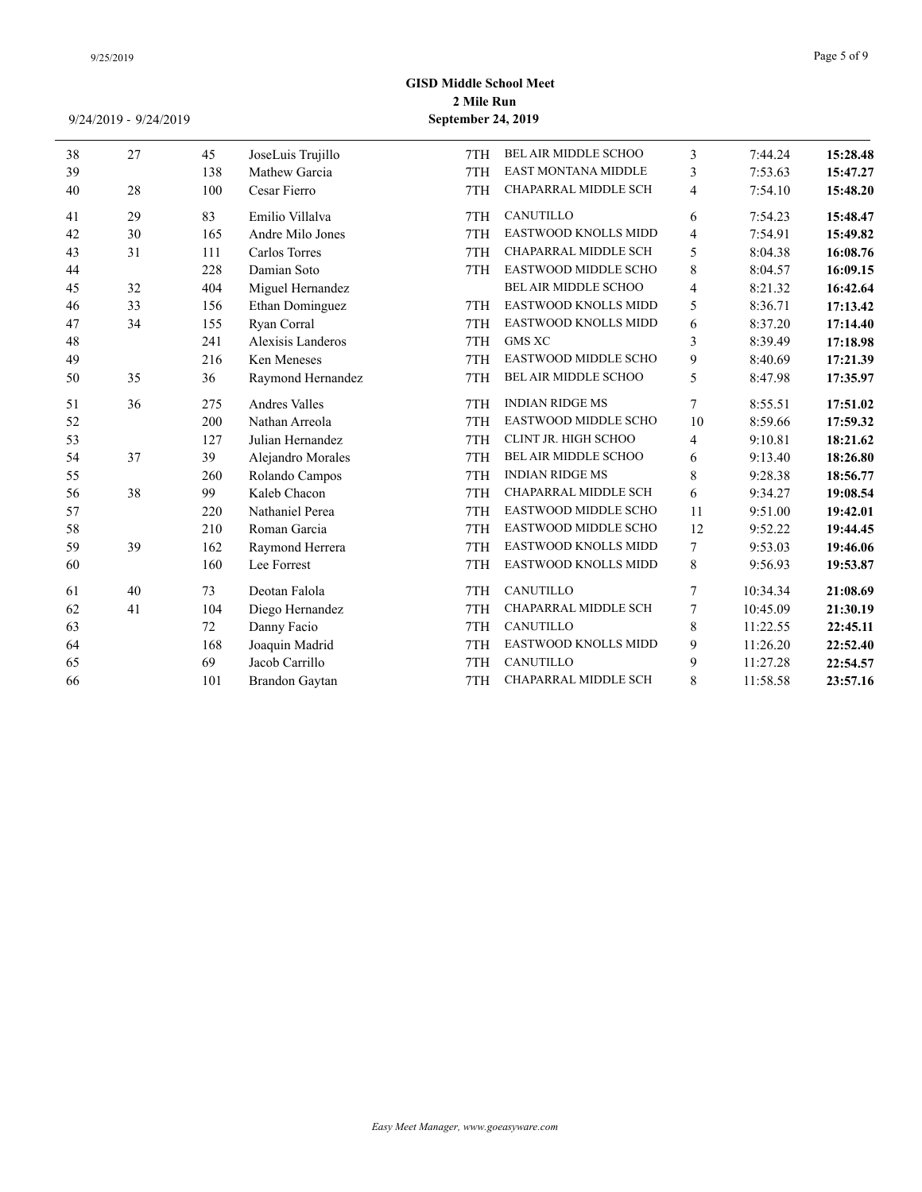9/24/2019 - 9/24/2019

**GISD Middle School Meet**
**2 Mile Run**
**September 24, 2019**

| | | | | | | | | |
|---|---|---|---|---|---|---|---|---|
| 38 | 27 | 45 | JoseLuis Trujillo | 7TH | BEL AIR MIDDLE SCHOO | 3 | 7:44.24 | **15:28.48** |
| 39 | | 138 | Mathew Garcia | 7TH | EAST MONTANA MIDDLE | 3 | 7:53.63 | **15:47.27** |
| 40 | 28 | 100 | Cesar Fierro | 7TH | CHAPARRAL MIDDLE SCH | 4 | 7:54.10 | **15:48.20** |
| 41 | 29 | 83 | Emilio Villalva | 7TH | CANUTILLO | 6 | 7:54.23 | **15:48.47** |
| 42 | 30 | 165 | Andre Milo Jones | 7TH | EASTWOOD KNOLLS MIDD | 4 | 7:54.91 | **15:49.82** |
| 43 | 31 | 111 | Carlos Torres | 7TH | CHAPARRAL MIDDLE SCH | 5 | 8:04.38 | **16:08.76** |
| 44 | | 228 | Damian Soto | 7TH | EASTWOOD MIDDLE SCHO | 8 | 8:04.57 | **16:09.15** |
| 45 | 32 | 404 | Miguel Hernandez | | BEL AIR MIDDLE SCHOO | 4 | 8:21.32 | **16:42.64** |
| 46 | 33 | 156 | Ethan Dominguez | 7TH | EASTWOOD KNOLLS MIDD | 5 | 8:36.71 | **17:13.42** |
| 47 | 34 | 155 | Ryan Corral | 7TH | EASTWOOD KNOLLS MIDD | 6 | 8:37.20 | **17:14.40** |
| 48 | | 241 | Alexisis Landeros | 7TH | GMS XC | 3 | 8:39.49 | **17:18.98** |
| 49 | | 216 | Ken Meneses | 7TH | EASTWOOD MIDDLE SCHO | 9 | 8:40.69 | **17:21.39** |
| 50 | 35 | 36 | Raymond Hernandez | 7TH | BEL AIR MIDDLE SCHOO | 5 | 8:47.98 | **17:35.97** |
| 51 | 36 | 275 | Andres Valles | 7TH | INDIAN RIDGE MS | 7 | 8:55.51 | **17:51.02** |
| 52 | | 200 | Nathan Arreola | 7TH | EASTWOOD MIDDLE SCHO | 10 | 8:59.66 | **17:59.32** |
| 53 | | 127 | Julian Hernandez | 7TH | CLINT JR. HIGH SCHOO | 4 | 9:10.81 | **18:21.62** |
| 54 | 37 | 39 | Alejandro Morales | 7TH | BEL AIR MIDDLE SCHOO | 6 | 9:13.40 | **18:26.80** |
| 55 | | 260 | Rolando Campos | 7TH | INDIAN RIDGE MS | 8 | 9:28.38 | **18:56.77** |
| 56 | 38 | 99 | Kaleb Chacon | 7TH | CHAPARRAL MIDDLE SCH | 6 | 9:34.27 | **19:08.54** |
| 57 | | 220 | Nathaniel Perea | 7TH | EASTWOOD MIDDLE SCHO | 11 | 9:51.00 | **19:42.01** |
| 58 | | 210 | Roman Garcia | 7TH | EASTWOOD MIDDLE SCHO | 12 | 9:52.22 | **19:44.45** |
| 59 | 39 | 162 | Raymond Herrera | 7TH | EASTWOOD KNOLLS MIDD | 7 | 9:53.03 | **19:46.06** |
| 60 | | 160 | Lee Forrest | 7TH | EASTWOOD KNOLLS MIDD | 8 | 9:56.93 | **19:53.87** |
| 61 | 40 | 73 | Deotan Falola | 7TH | CANUTILLO | 7 | 10:34.34 | **21:08.69** |
| 62 | 41 | 104 | Diego Hernandez | 7TH | CHAPARRAL MIDDLE SCH | 7 | 10:45.09 | **21:30.19** |
| 63 | | 72 | Danny Facio | 7TH | CANUTILLO | 8 | 11:22.55 | **22:45.11** |
| 64 | | 168 | Joaquin Madrid | 7TH | EASTWOOD KNOLLS MIDD | 9 | 11:26.20 | **22:52.40** |
| 65 | | 69 | Jacob Carrillo | 7TH | CANUTILLO | 9 | 11:27.28 | **22:54.57** |
| 66 | | 101 | Brandon Gaytan | 7TH | CHAPARRAL MIDDLE SCH | 8 | 11:58.58 | **23:57.16** |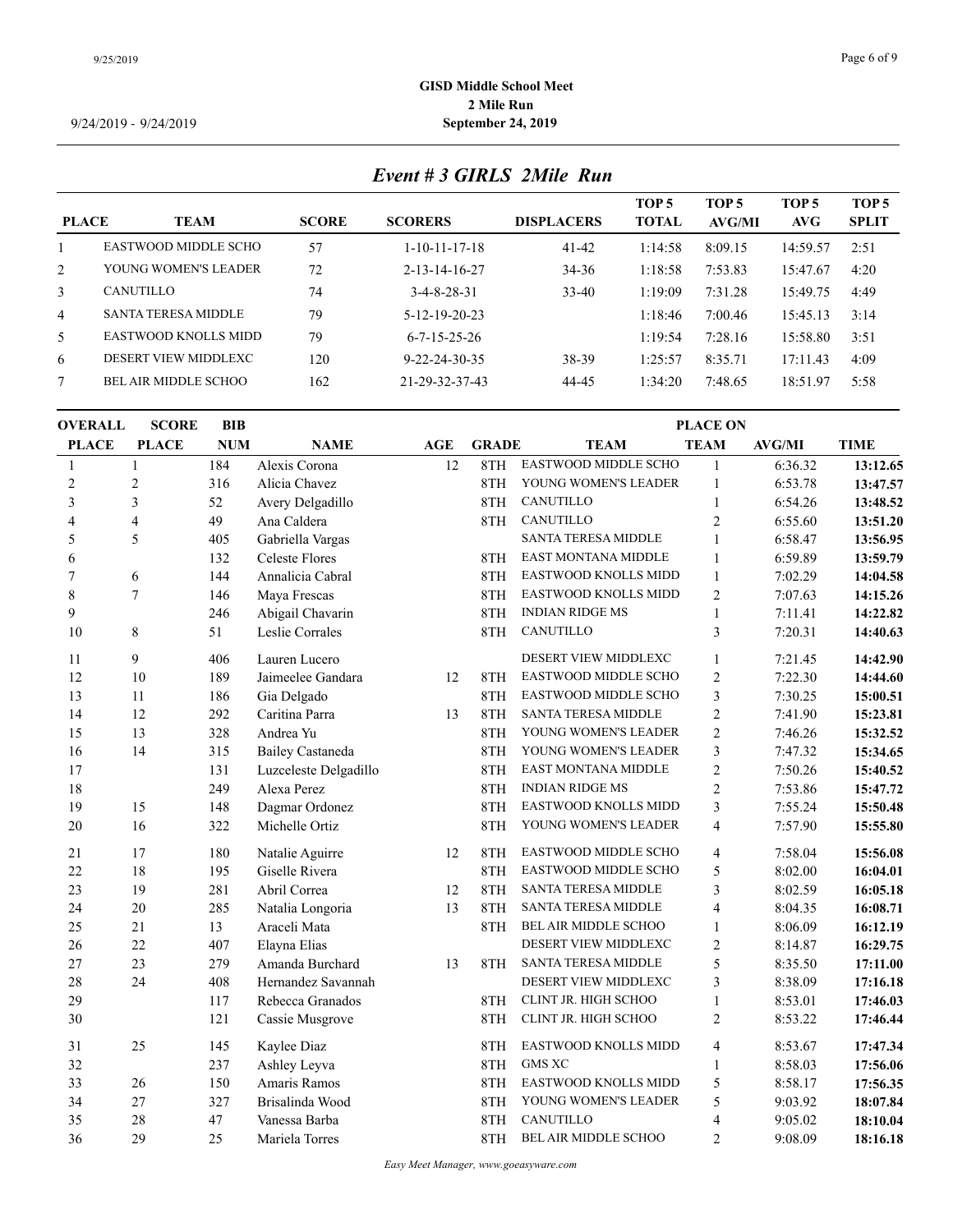**GISD Middle School Meet**
**2 Mile Run**
**September 24, 2019**

9/24/2019 - 9/24/2019

## *Event # 3 GIRLS 2Mile Run*

| PLACE | TEAM | SCORE | SCORERS | DISPLACERS | TOP 5 TOTAL | TOP 5 AVG/MI | TOP 5 AVG | TOP 5 SPLIT |
|---|---|---|---|---|---|---|---|---|
| 1 | EASTWOOD MIDDLE SCHO | 57 | 1-10-11-17-18 | 41-42 | 1:14:58 | 8:09.15 | 14:59.57 | 2:51 |
| 2 | YOUNG WOMEN'S LEADER | 72 | 2-13-14-16-27 | 34-36 | 1:18:58 | 7:53.83 | 15:47.67 | 4:20 |
| 3 | CANUTILLO | 74 | 3-4-8-28-31 | 33-40 | 1:19:09 | 7:31.28 | 15:49.75 | 4:49 |
| 4 | SANTA TERESA MIDDLE | 79 | 5-12-19-20-23 | | 1:18:46 | 7:00.46 | 15:45.13 | 3:14 |
| 5 | EASTWOOD KNOLLS MIDD | 79 | 6-7-15-25-26 | | 1:19:54 | 7:28.16 | 15:58.80 | 3:51 |
| 6 | DESERT VIEW MIDDLEXC | 120 | 9-22-24-30-35 | 38-39 | 1:25:57 | 8:35.71 | 17:11.43 | 4:09 |
| 7 | BEL AIR MIDDLE SCHOO | 162 | 21-29-32-37-43 | 44-45 | 1:34:20 | 7:48.65 | 18:51.97 | 5:58 |

| OVERALL PLACE | SCORE PLACE | BIB NUM | NAME | AGE | GRADE | TEAM | PLACE ON TEAM | AVG/MI | TIME |
|---|---|---|---|---|---|---|---|---|---|
| 1 | 1 | 184 | Alexis Corona | 12 | 8TH | EASTWOOD MIDDLE SCHO | 1 | 6:36.32 | **13:12.65** |
| 2 | 2 | 316 | Alicia Chavez | | 8TH | YOUNG WOMEN'S LEADER | 1 | 6:53.78 | **13:47.57** |
| 3 | 3 | 52 | Avery Delgadillo | | 8TH | CANUTILLO | 1 | 6:54.26 | **13:48.52** |
| 4 | 4 | 49 | Ana Caldera | | 8TH | CANUTILLO | 2 | 6:55.60 | **13:51.20** |
| 5 | 5 | 405 | Gabriella Vargas | | | SANTA TERESA MIDDLE | 1 | 6:58.47 | **13:56.95** |
| 6 | | 132 | Celeste Flores | | 8TH | EAST MONTANA MIDDLE | 1 | 6:59.89 | **13:59.79** |
| 7 | 6 | 144 | Annalicia Cabral | | 8TH | EASTWOOD KNOLLS MIDD | 1 | 7:02.29 | **14:04.58** |
| 8 | 7 | 146 | Maya Frescas | | 8TH | EASTWOOD KNOLLS MIDD | 2 | 7:07.63 | **14:15.26** |
| 9 | | 246 | Abigail Chavarin | | 8TH | INDIAN RIDGE MS | 1 | 7:11.41 | **14:22.82** |
| 10 | 8 | 51 | Leslie Corrales | | 8TH | CANUTILLO | 3 | 7:20.31 | **14:40.63** |
| 11 | 9 | 406 | Lauren Lucero | | | DESERT VIEW MIDDLEXC | 1 | 7:21.45 | **14:42.90** |
| 12 | 10 | 189 | Jaimeelee Gandara | 12 | 8TH | EASTWOOD MIDDLE SCHO | 2 | 7:22.30 | **14:44.60** |
| 13 | 11 | 186 | Gia Delgado | | 8TH | EASTWOOD MIDDLE SCHO | 3 | 7:30.25 | **15:00.51** |
| 14 | 12 | 292 | Caritina Parra | 13 | 8TH | SANTA TERESA MIDDLE | 2 | 7:41.90 | **15:23.81** |
| 15 | 13 | 328 | Andrea Yu | | 8TH | YOUNG WOMEN'S LEADER | 2 | 7:46.26 | **15:32.52** |
| 16 | 14 | 315 | Bailey Castaneda | | 8TH | YOUNG WOMEN'S LEADER | 3 | 7:47.32 | **15:34.65** |
| 17 | | 131 | Luzceleste Delgadillo | | 8TH | EAST MONTANA MIDDLE | 2 | 7:50.26 | **15:40.52** |
| 18 | | 249 | Alexa Perez | | 8TH | INDIAN RIDGE MS | 2 | 7:53.86 | **15:47.72** |
| 19 | 15 | 148 | Dagmar Ordonez | | 8TH | EASTWOOD KNOLLS MIDD | 3 | 7:55.24 | **15:50.48** |
| 20 | 16 | 322 | Michelle Ortiz | | 8TH | YOUNG WOMEN'S LEADER | 4 | 7:57.90 | **15:55.80** |
| 21 | 17 | 180 | Natalie Aguirre | 12 | 8TH | EASTWOOD MIDDLE SCHO | 4 | 7:58.04 | **15:56.08** |
| 22 | 18 | 195 | Giselle Rivera | | 8TH | EASTWOOD MIDDLE SCHO | 5 | 8:02.00 | **16:04.01** |
| 23 | 19 | 281 | Abril Correa | 12 | 8TH | SANTA TERESA MIDDLE | 3 | 8:02.59 | **16:05.18** |
| 24 | 20 | 285 | Natalia Longoria | 13 | 8TH | SANTA TERESA MIDDLE | 4 | 8:04.35 | **16:08.71** |
| 25 | 21 | 13 | Araceli Mata | | 8TH | BEL AIR MIDDLE SCHOO | 1 | 8:06.09 | **16:12.19** |
| 26 | 22 | 407 | Elayna Elias | | | DESERT VIEW MIDDLEXC | 2 | 8:14.87 | **16:29.75** |
| 27 | 23 | 279 | Amanda Burchard | 13 | 8TH | SANTA TERESA MIDDLE | 5 | 8:35.50 | **17:11.00** |
| 28 | 24 | 408 | Hernandez Savannah | | | DESERT VIEW MIDDLEXC | 3 | 8:38.09 | **17:16.18** |
| 29 | | 117 | Rebecca Granados | | 8TH | CLINT JR. HIGH SCHOO | 1 | 8:53.01 | **17:46.03** |
| 30 | | 121 | Cassie Musgrove | | 8TH | CLINT JR. HIGH SCHOO | 2 | 8:53.22 | **17:46.44** |
| 31 | 25 | 145 | Kaylee Diaz | | 8TH | EASTWOOD KNOLLS MIDD | 4 | 8:53.67 | **17:47.34** |
| 32 | | 237 | Ashley Leyva | | 8TH | GMS XC | 1 | 8:58.03 | **17:56.06** |
| 33 | 26 | 150 | Amaris Ramos | | 8TH | EASTWOOD KNOLLS MIDD | 5 | 8:58.17 | **17:56.35** |
| 34 | 27 | 327 | Brisalinda Wood | | 8TH | YOUNG WOMEN'S LEADER | 5 | 9:03.92 | **18:07.84** |
| 35 | 28 | 47 | Vanessa Barba | | 8TH | CANUTILLO | 4 | 9:05.02 | **18:10.04** |
| 36 | 29 | 25 | Mariela Torres | | 8TH | BEL AIR MIDDLE SCHOO | 2 | 9:08.09 | **18:16.18** |

*Easy Meet Manager, www.goeasyware.com*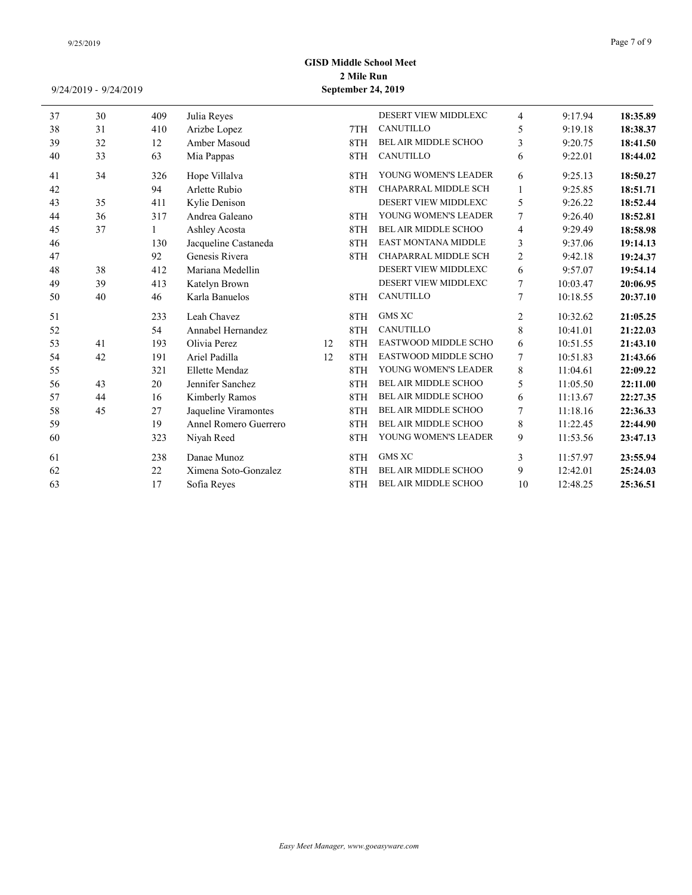**GISD Middle School Meet**
**2 Mile Run**
**September 24, 2019**

9/24/2019 - 9/24/2019

| | | | | | | | | | |
|---|---|---|---|---|---|---|---|---|---|
| 37 | 30 | 409 | Julia Reyes | | | DESERT VIEW MIDDLEXC | 4 | 9:17.94 | **18:35.89** |
| 38 | 31 | 410 | Arizbe Lopez | | 7TH | CANUTILLO | 5 | 9:19.18 | **18:38.37** |
| 39 | 32 | 12 | Amber Masoud | | 8TH | BEL AIR MIDDLE SCHOO | 3 | 9:20.75 | **18:41.50** |
| 40 | 33 | 63 | Mia Pappas | | 8TH | CANUTILLO | 6 | 9:22.01 | **18:44.02** |
| 41 | 34 | 326 | Hope Villalva | | 8TH | YOUNG WOMEN'S LEADER | 6 | 9:25.13 | **18:50.27** |
| 42 | | 94 | Arlette Rubio | | 8TH | CHAPARRAL MIDDLE SCH | 1 | 9:25.85 | **18:51.71** |
| 43 | 35 | 411 | Kylie Denison | | | DESERT VIEW MIDDLEXC | 5 | 9:26.22 | **18:52.44** |
| 44 | 36 | 317 | Andrea Galeano | | 8TH | YOUNG WOMEN'S LEADER | 7 | 9:26.40 | **18:52.81** |
| 45 | 37 | 1 | Ashley Acosta | | 8TH | BEL AIR MIDDLE SCHOO | 4 | 9:29.49 | **18:58.98** |
| 46 | | 130 | Jacqueline Castaneda | | 8TH | EAST MONTANA MIDDLE | 3 | 9:37.06 | **19:14.13** |
| 47 | | 92 | Genesis Rivera | | 8TH | CHAPARRAL MIDDLE SCH | 2 | 9:42.18 | **19:24.37** |
| 48 | 38 | 412 | Mariana Medellin | | | DESERT VIEW MIDDLEXC | 6 | 9:57.07 | **19:54.14** |
| 49 | 39 | 413 | Katelyn Brown | | | DESERT VIEW MIDDLEXC | 7 | 10:03.47 | **20:06.95** |
| 50 | 40 | 46 | Karla Banuelos | | 8TH | CANUTILLO | 7 | 10:18.55 | **20:37.10** |
| 51 | | 233 | Leah Chavez | | 8TH | GMS XC | 2 | 10:32.62 | **21:05.25** |
| 52 | | 54 | Annabel Hernandez | | 8TH | CANUTILLO | 8 | 10:41.01 | **21:22.03** |
| 53 | 41 | 193 | Olivia Perez | 12 | 8TH | EASTWOOD MIDDLE SCHO | 6 | 10:51.55 | **21:43.10** |
| 54 | 42 | 191 | Ariel Padilla | 12 | 8TH | EASTWOOD MIDDLE SCHO | 7 | 10:51.83 | **21:43.66** |
| 55 | | 321 | Ellette Mendaz | | 8TH | YOUNG WOMEN'S LEADER | 8 | 11:04.61 | **22:09.22** |
| 56 | 43 | 20 | Jennifer Sanchez | | 8TH | BEL AIR MIDDLE SCHOO | 5 | 11:05.50 | **22:11.00** |
| 57 | 44 | 16 | Kimberly Ramos | | 8TH | BEL AIR MIDDLE SCHOO | 6 | 11:13.67 | **22:27.35** |
| 58 | 45 | 27 | Jaqueline Viramontes | | 8TH | BEL AIR MIDDLE SCHOO | 7 | 11:18.16 | **22:36.33** |
| 59 | | 19 | Annel Romero Guerrero | | 8TH | BEL AIR MIDDLE SCHOO | 8 | 11:22.45 | **22:44.90** |
| 60 | | 323 | Niyah Reed | | 8TH | YOUNG WOMEN'S LEADER | 9 | 11:53.56 | **23:47.13** |
| 61 | | 238 | Danae Munoz | | 8TH | GMS XC | 3 | 11:57.97 | **23:55.94** |
| 62 | | 22 | Ximena Soto-Gonzalez | | 8TH | BEL AIR MIDDLE SCHOO | 9 | 12:42.01 | **25:24.03** |
| 63 | | 17 | Sofia Reyes | | 8TH | BEL AIR MIDDLE SCHOO | 10 | 12:48.25 | **25:36.51** |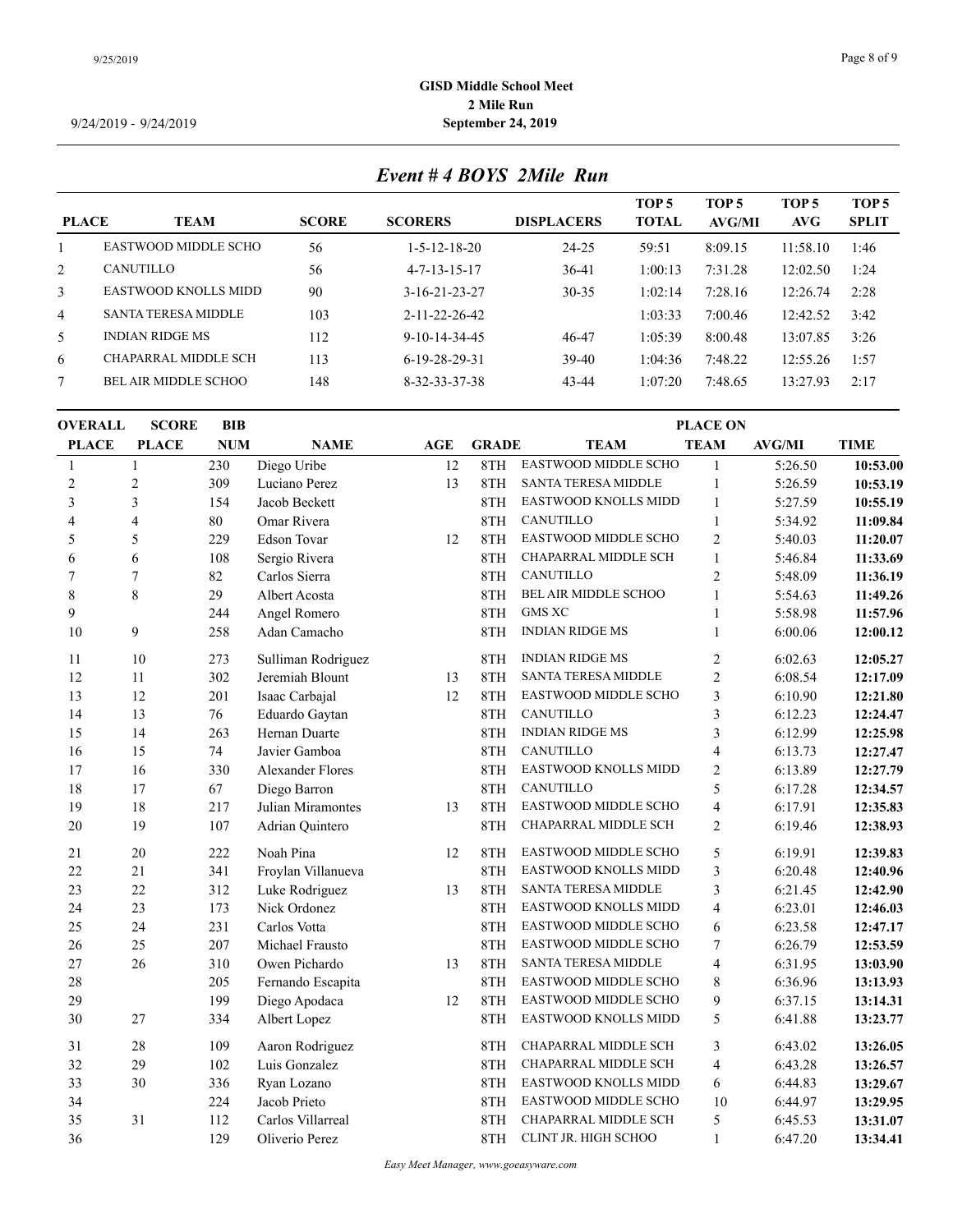**GISD Middle School Meet**
**2 Mile Run**
**September 24, 2019**

9/24/2019 - 9/24/2019

## *Event # 4 BOYS 2Mile Run*

| PLACE | TEAM | SCORE | SCORERS | DISPLACERS | TOP 5 TOTAL | TOP 5 AVG/MI | TOP 5 AVG | TOP 5 SPLIT |
|---|---|---|---|---|---|---|---|---|
| 1 | EASTWOOD MIDDLE SCHO | 56 | 1-5-12-18-20 | 24-25 | 59:51 | 8:09.15 | 11:58.10 | 1:46 |
| 2 | CANUTILLO | 56 | 4-7-13-15-17 | 36-41 | 1:00:13 | 7:31.28 | 12:02.50 | 1:24 |
| 3 | EASTWOOD KNOLLS MIDD | 90 | 3-16-21-23-27 | 30-35 | 1:02:14 | 7:28.16 | 12:26.74 | 2:28 |
| 4 | SANTA TERESA MIDDLE | 103 | 2-11-22-26-42 | | 1:03:33 | 7:00.46 | 12:42.52 | 3:42 |
| 5 | INDIAN RIDGE MS | 112 | 9-10-14-34-45 | 46-47 | 1:05:39 | 8:00.48 | 13:07.85 | 3:26 |
| 6 | CHAPARRAL MIDDLE SCH | 113 | 6-19-28-29-31 | 39-40 | 1:04:36 | 7:48.22 | 12:55.26 | 1:57 |
| 7 | BEL AIR MIDDLE SCHOO | 148 | 8-32-33-37-38 | 43-44 | 1:07:20 | 7:48.65 | 13:27.93 | 2:17 |

| OVERALL PLACE | SCORE PLACE | BIB NUM | NAME | AGE | GRADE | TEAM | PLACE ON TEAM | AVG/MI | TIME |
|---|---|---|---|---|---|---|---|---|---|
| 1 | 1 | 230 | Diego Uribe | 12 | 8TH | EASTWOOD MIDDLE SCHO | 1 | 5:26.50 | **10:53.00** |
| 2 | 2 | 309 | Luciano Perez | 13 | 8TH | SANTA TERESA MIDDLE | 1 | 5:26.59 | **10:53.19** |
| 3 | 3 | 154 | Jacob Beckett | | 8TH | EASTWOOD KNOLLS MIDD | 1 | 5:27.59 | **10:55.19** |
| 4 | 4 | 80 | Omar Rivera | | 8TH | CANUTILLO | 1 | 5:34.92 | **11:09.84** |
| 5 | 5 | 229 | Edson Tovar | 12 | 8TH | EASTWOOD MIDDLE SCHO | 2 | 5:40.03 | **11:20.07** |
| 6 | 6 | 108 | Sergio Rivera | | 8TH | CHAPARRAL MIDDLE SCH | 1 | 5:46.84 | **11:33.69** |
| 7 | 7 | 82 | Carlos Sierra | | 8TH | CANUTILLO | 2 | 5:48.09 | **11:36.19** |
| 8 | 8 | 29 | Albert Acosta | | 8TH | BEL AIR MIDDLE SCHOO | 1 | 5:54.63 | **11:49.26** |
| 9 | | 244 | Angel Romero | | 8TH | GMS XC | 1 | 5:58.98 | **11:57.96** |
| 10 | 9 | 258 | Adan Camacho | | 8TH | INDIAN RIDGE MS | 1 | 6:00.06 | **12:00.12** |
| 11 | 10 | 273 | Sulliman Rodriguez | | 8TH | INDIAN RIDGE MS | 2 | 6:02.63 | **12:05.27** |
| 12 | 11 | 302 | Jeremiah Blount | 13 | 8TH | SANTA TERESA MIDDLE | 2 | 6:08.54 | **12:17.09** |
| 13 | 12 | 201 | Isaac Carbajal | 12 | 8TH | EASTWOOD MIDDLE SCHO | 3 | 6:10.90 | **12:21.80** |
| 14 | 13 | 76 | Eduardo Gaytan | | 8TH | CANUTILLO | 3 | 6:12.23 | **12:24.47** |
| 15 | 14 | 263 | Hernan Duarte | | 8TH | INDIAN RIDGE MS | 3 | 6:12.99 | **12:25.98** |
| 16 | 15 | 74 | Javier Gamboa | | 8TH | CANUTILLO | 4 | 6:13.73 | **12:27.47** |
| 17 | 16 | 330 | Alexander Flores | | 8TH | EASTWOOD KNOLLS MIDD | 2 | 6:13.89 | **12:27.79** |
| 18 | 17 | 67 | Diego Barron | | 8TH | CANUTILLO | 5 | 6:17.28 | **12:34.57** |
| 19 | 18 | 217 | Julian Miramontes | 13 | 8TH | EASTWOOD MIDDLE SCHO | 4 | 6:17.91 | **12:35.83** |
| 20 | 19 | 107 | Adrian Quintero | | 8TH | CHAPARRAL MIDDLE SCH | 2 | 6:19.46 | **12:38.93** |
| 21 | 20 | 222 | Noah Pina | 12 | 8TH | EASTWOOD MIDDLE SCHO | 5 | 6:19.91 | **12:39.83** |
| 22 | 21 | 341 | Froylan Villanueva | | 8TH | EASTWOOD KNOLLS MIDD | 3 | 6:20.48 | **12:40.96** |
| 23 | 22 | 312 | Luke Rodriguez | 13 | 8TH | SANTA TERESA MIDDLE | 3 | 6:21.45 | **12:42.90** |
| 24 | 23 | 173 | Nick Ordonez | | 8TH | EASTWOOD KNOLLS MIDD | 4 | 6:23.01 | **12:46.03** |
| 25 | 24 | 231 | Carlos Votta | | 8TH | EASTWOOD MIDDLE SCHO | 6 | 6:23.58 | **12:47.17** |
| 26 | 25 | 207 | Michael Frausto | | 8TH | EASTWOOD MIDDLE SCHO | 7 | 6:26.79 | **12:53.59** |
| 27 | 26 | 310 | Owen Pichardo | 13 | 8TH | SANTA TERESA MIDDLE | 4 | 6:31.95 | **13:03.90** |
| 28 | | 205 | Fernando Escapita | | 8TH | EASTWOOD MIDDLE SCHO | 8 | 6:36.96 | **13:13.93** |
| 29 | | 199 | Diego Apodaca | 12 | 8TH | EASTWOOD MIDDLE SCHO | 9 | 6:37.15 | **13:14.31** |
| 30 | 27 | 334 | Albert Lopez | | 8TH | EASTWOOD KNOLLS MIDD | 5 | 6:41.88 | **13:23.77** |
| 31 | 28 | 109 | Aaron Rodriguez | | 8TH | CHAPARRAL MIDDLE SCH | 3 | 6:43.02 | **13:26.05** |
| 32 | 29 | 102 | Luis Gonzalez | | 8TH | CHAPARRAL MIDDLE SCH | 4 | 6:43.28 | **13:26.57** |
| 33 | 30 | 336 | Ryan Lozano | | 8TH | EASTWOOD KNOLLS MIDD | 6 | 6:44.83 | **13:29.67** |
| 34 | | 224 | Jacob Prieto | | 8TH | EASTWOOD MIDDLE SCHO | 10 | 6:44.97 | **13:29.95** |
| 35 | 31 | 112 | Carlos Villarreal | | 8TH | CHAPARRAL MIDDLE SCH | 5 | 6:45.53 | **13:31.07** |
| 36 | | 129 | Oliverio Perez | | 8TH | CLINT JR. HIGH SCHOO | 1 | 6:47.20 | **13:34.41** |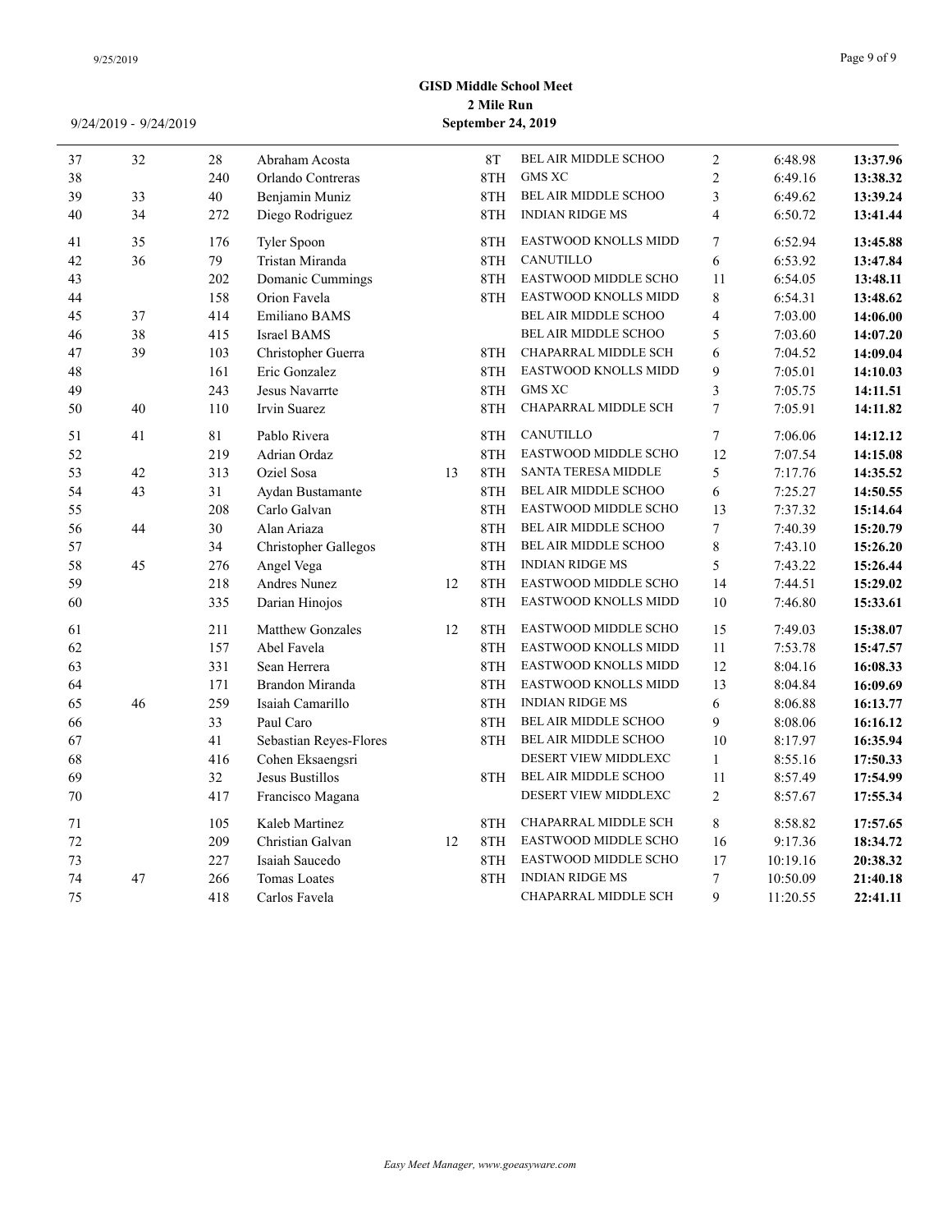9/24/2019 - 9/24/2019

**GISD Middle School Meet**
**2 Mile Run**
**September 24, 2019**

| | | | | | | | | | |
|---|---|---|---|---|---|---|---|---|---|
| 37 | 32 | 28 | Abraham Acosta | | 8T | BEL AIR MIDDLE SCHOO | 2 | 6:48.98 | **13:37.96** |
| 38 | | 240 | Orlando Contreras | | 8TH | GMS XC | 2 | 6:49.16 | **13:38.32** |
| 39 | 33 | 40 | Benjamin Muniz | | 8TH | BEL AIR MIDDLE SCHOO | 3 | 6:49.62 | **13:39.24** |
| 40 | 34 | 272 | Diego Rodriguez | | 8TH | INDIAN RIDGE MS | 4 | 6:50.72 | **13:41.44** |
| 41 | 35 | 176 | Tyler Spoon | | 8TH | EASTWOOD KNOLLS MIDD | 7 | 6:52.94 | **13:45.88** |
| 42 | 36 | 79 | Tristan Miranda | | 8TH | CANUTILLO | 6 | 6:53.92 | **13:47.84** |
| 43 | | 202 | Domanic Cummings | | 8TH | EASTWOOD MIDDLE SCHO | 11 | 6:54.05 | **13:48.11** |
| 44 | | 158 | Orion Favela | | 8TH | EASTWOOD KNOLLS MIDD | 8 | 6:54.31 | **13:48.62** |
| 45 | 37 | 414 | Emiliano BAMS | | | BEL AIR MIDDLE SCHOO | 4 | 7:03.00 | **14:06.00** |
| 46 | 38 | 415 | Israel BAMS | | | BEL AIR MIDDLE SCHOO | 5 | 7:03.60 | **14:07.20** |
| 47 | 39 | 103 | Christopher Guerra | | 8TH | CHAPARRAL MIDDLE SCH | 6 | 7:04.52 | **14:09.04** |
| 48 | | 161 | Eric Gonzalez | | 8TH | EASTWOOD KNOLLS MIDD | 9 | 7:05.01 | **14:10.03** |
| 49 | | 243 | Jesus Navarrte | | 8TH | GMS XC | 3 | 7:05.75 | **14:11.51** |
| 50 | 40 | 110 | Irvin Suarez | | 8TH | CHAPARRAL MIDDLE SCH | 7 | 7:05.91 | **14:11.82** |
| 51 | 41 | 81 | Pablo Rivera | | 8TH | CANUTILLO | 7 | 7:06.06 | **14:12.12** |
| 52 | | 219 | Adrian Ordaz | | 8TH | EASTWOOD MIDDLE SCHO | 12 | 7:07.54 | **14:15.08** |
| 53 | 42 | 313 | Oziel Sosa | 13 | 8TH | SANTA TERESA MIDDLE | 5 | 7:17.76 | **14:35.52** |
| 54 | 43 | 31 | Aydan Bustamante | | 8TH | BEL AIR MIDDLE SCHOO | 6 | 7:25.27 | **14:50.55** |
| 55 | | 208 | Carlo Galvan | | 8TH | EASTWOOD MIDDLE SCHO | 13 | 7:37.32 | **15:14.64** |
| 56 | 44 | 30 | Alan Ariaza | | 8TH | BEL AIR MIDDLE SCHOO | 7 | 7:40.39 | **15:20.79** |
| 57 | | 34 | Christopher Gallegos | | 8TH | BEL AIR MIDDLE SCHOO | 8 | 7:43.10 | **15:26.20** |
| 58 | 45 | 276 | Angel Vega | | 8TH | INDIAN RIDGE MS | 5 | 7:43.22 | **15:26.44** |
| 59 | | 218 | Andres Nunez | 12 | 8TH | EASTWOOD MIDDLE SCHO | 14 | 7:44.51 | **15:29.02** |
| 60 | | 335 | Darian Hinojos | | 8TH | EASTWOOD KNOLLS MIDD | 10 | 7:46.80 | **15:33.61** |
| 61 | | 211 | Matthew Gonzales | 12 | 8TH | EASTWOOD MIDDLE SCHO | 15 | 7:49.03 | **15:38.07** |
| 62 | | 157 | Abel Favela | | 8TH | EASTWOOD KNOLLS MIDD | 11 | 7:53.78 | **15:47.57** |
| 63 | | 331 | Sean Herrera | | 8TH | EASTWOOD KNOLLS MIDD | 12 | 8:04.16 | **16:08.33** |
| 64 | | 171 | Brandon Miranda | | 8TH | EASTWOOD KNOLLS MIDD | 13 | 8:04.84 | **16:09.69** |
| 65 | 46 | 259 | Isaiah Camarillo | | 8TH | INDIAN RIDGE MS | 6 | 8:06.88 | **16:13.77** |
| 66 | | 33 | Paul Caro | | 8TH | BEL AIR MIDDLE SCHOO | 9 | 8:08.06 | **16:16.12** |
| 67 | | 41 | Sebastian Reyes-Flores | | 8TH | BEL AIR MIDDLE SCHOO | 10 | 8:17.97 | **16:35.94** |
| 68 | | 416 | Cohen Eksaengsri | | | DESERT VIEW MIDDLEXC | 1 | 8:55.16 | **17:50.33** |
| 69 | | 32 | Jesus Bustillos | | 8TH | BEL AIR MIDDLE SCHOO | 11 | 8:57.49 | **17:54.99** |
| 70 | | 417 | Francisco Magana | | | DESERT VIEW MIDDLEXC | 2 | 8:57.67 | **17:55.34** |
| 71 | | 105 | Kaleb Martinez | | 8TH | CHAPARRAL MIDDLE SCH | 8 | 8:58.82 | **17:57.65** |
| 72 | | 209 | Christian Galvan | 12 | 8TH | EASTWOOD MIDDLE SCHO | 16 | 9:17.36 | **18:34.72** |
| 73 | | 227 | Isaiah Saucedo | | 8TH | EASTWOOD MIDDLE SCHO | 17 | 10:19.16 | **20:38.32** |
| 74 | 47 | 266 | Tomas Loates | | 8TH | INDIAN RIDGE MS | 7 | 10:50.09 | **21:40.18** |
| 75 | | 418 | Carlos Favela | | | CHAPARRAL MIDDLE SCH | 9 | 11:20.55 | **22:41.11** |